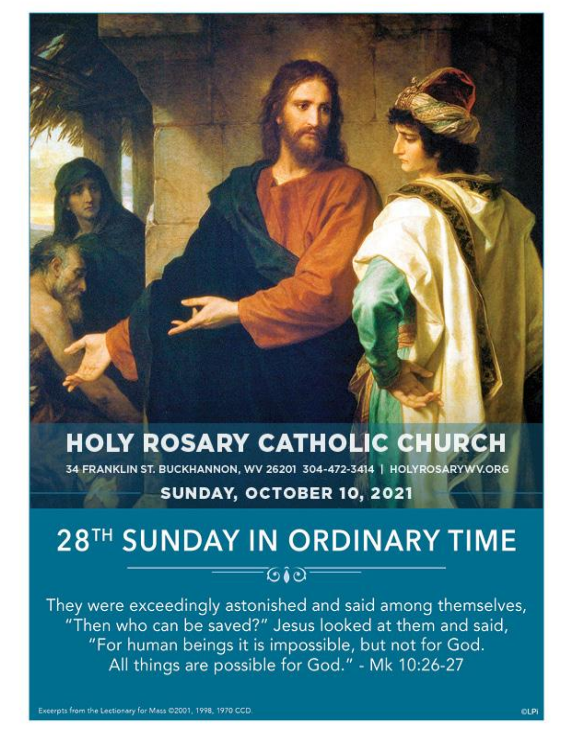# HOLY ROSARY CATHOLIC CHURCH

34 FRANKLIN ST. BUCKHANNON, WV 26201 304-472-3414 | HOLYROSARYWV.ORG

**SUNDAY, OCTOBER 10, 2021**

## 28TH SUNDAY IN ORDINARY TIME

They were exceedingly astonished and said among themselves, "Then who can be saved?" Jesus looked at them and said, "For human beings it is impossible, but not for God. All things are possible for God." - Mk 10:26-27

Excerpts from the Lectionary for Mass ©2001, 1998, 1970 CCD.

©LPi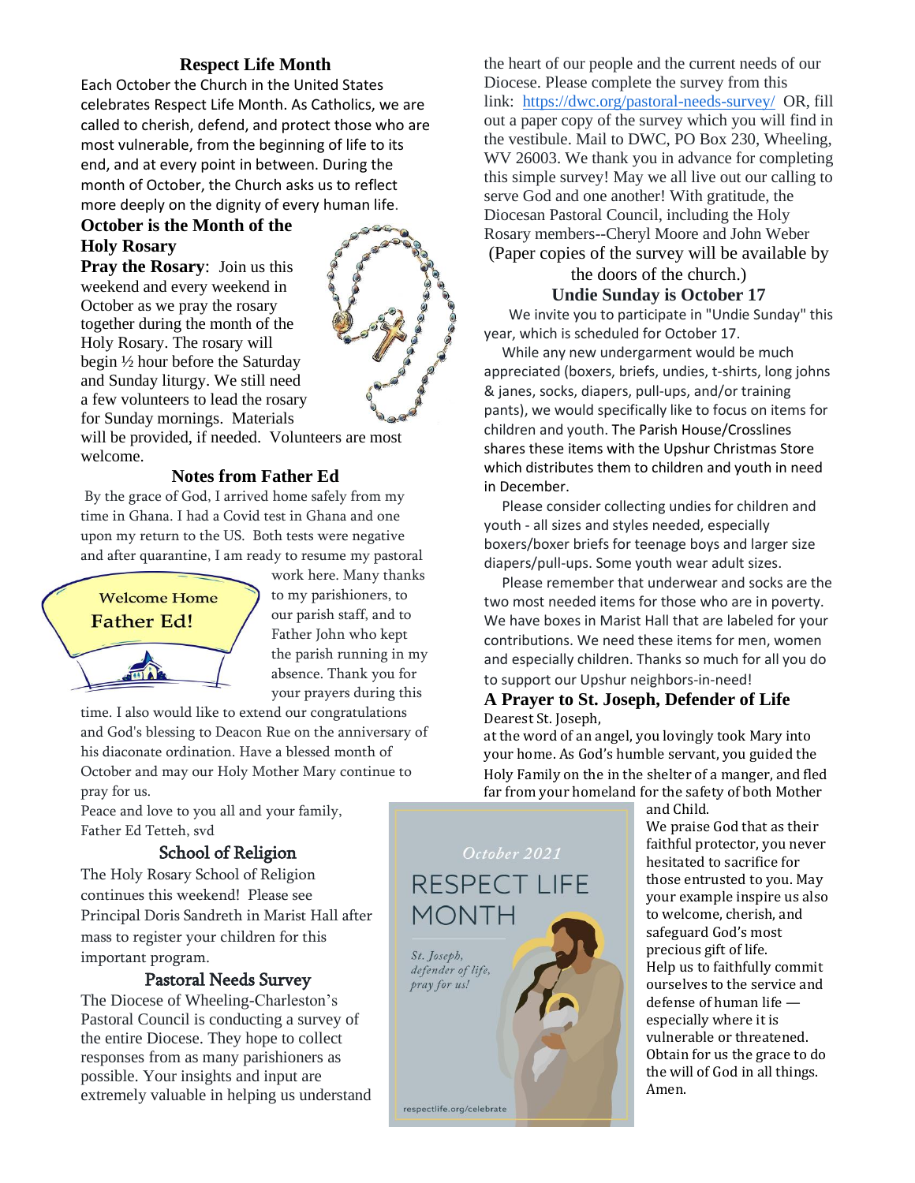## Respect Life Month

Each October the Church in the United States celebrates Respect Life Month. As Catholics, we are called to cherish, defend, and protect those who are most vulnerable, from the beginning of life to its end, and at every point in between. During the month of October, the Church asks us to reflect more deeply on the dignity of every human life.

## October is the Month of the Holy Rosary

**Pray the Rosary**: Join us this weekend and every weekend in October as we pray the rosary together during the month of the Holy Rosary. The rosary will begin ½ hour before the Saturday and Sunday liturgy. We still need a few volunteers to lead the rosary for Sunday mornings. Materials will be provided, if needed. Volunteers are most welcome.

## Notes from Father Ed

By the grace of God, I arrived home safely from my time in Ghana. I had a Covid test in Ghana and one upon my return to the US. Both tests were negative and after quarantine, I am ready to resume my pastoral work here. Many thanks to my parishioners, to our parish staff, and to Father John who kept the parish running in my absence. Thank you for your prayers during this time. I also would like to extend our congratulations and God's blessing to Deacon Rue on the anniversary of his diaconate ordination. Have a blessed month of October and may our Holy Mother Mary continue to pray for us.

Welcome Home Father Ed!

Peace and love to you all and your family,
Father Ed Tetteh, svd

## School of Religion

The Holy Rosary School of Religion continues this weekend! Please see Principal Doris Sandreth in Marist Hall after mass to register your children for this important program.

## Pastoral Needs Survey

The Diocese of Wheeling-Charleston's Pastoral Council is conducting a survey of the entire Diocese. They hope to collect responses from as many parishioners as possible. Your insights and input are extremely valuable in helping us understand the heart of our people and the current needs of our Diocese. Please complete the survey from this link: https://dwc.org/pastoral-needs-survey/ OR, fill out a paper copy of the survey which you will find in the vestibule. Mail to DWC, PO Box 230, Wheeling, WV 26003. We thank you in advance for completing this simple survey! May we all live out our calling to serve God and one another! With gratitude, the Diocesan Pastoral Council, including the Holy Rosary members--Cheryl Moore and John Weber

(Paper copies of the survey will be available by the doors of the church.)

## Undie Sunday is October 17

We invite you to participate in "Undie Sunday" this year, which is scheduled for October 17.

While any new undergarment would be much appreciated (boxers, briefs, undies, t-shirts, long johns & janes, socks, diapers, pull-ups, and/or training pants), we would specifically like to focus on items for children and youth. The Parish House/Crosslines shares these items with the Upshur Christmas Store which distributes them to children and youth in need in December.

Please consider collecting undies for children and youth - all sizes and styles needed, especially boxers/boxer briefs for teenage boys and larger size diapers/pull-ups. Some youth wear adult sizes.

Please remember that underwear and socks are the two most needed items for those who are in poverty. We have boxes in Marist Hall that are labeled for your contributions. We need these items for men, women and especially children. Thanks so much for all you do to support our Upshur neighbors-in-need!

## A Prayer to St. Joseph, Defender of Life

Dearest St. Joseph,
at the word of an angel, you lovingly took Mary into your home. As God's humble servant, you guided the Holy Family on the in the shelter of a manger, and fled far from your homeland for the safety of both Mother and Child.
We praise God that as their faithful protector, you never hesitated to sacrifice for those entrusted to you. May your example inspire us also to welcome, cherish, and safeguard God's most precious gift of life.
Help us to faithfully commit ourselves to the service and defense of human life — especially where it is vulnerable or threatened.
Obtain for us the grace to do the will of God in all things.
Amen.

*October 2021*
RESPECT LIFE MONTH
*St. Joseph, defender of life, pray for us!*
respectlife.org/celebrate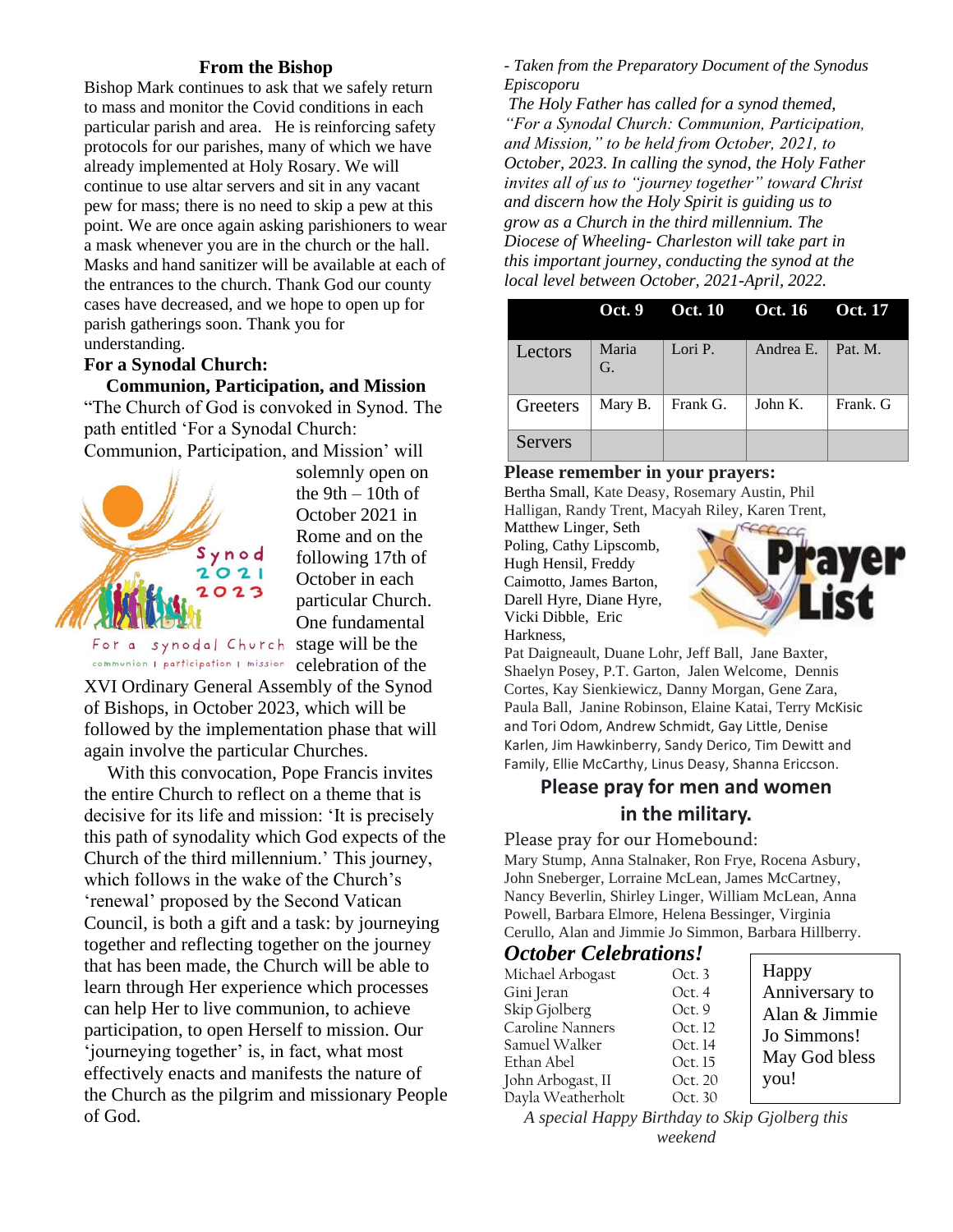## From the Bishop

Bishop Mark continues to ask that we safely return to mass and monitor the Covid conditions in each particular parish and area. He is reinforcing safety protocols for our parishes, many of which we have already implemented at Holy Rosary. We will continue to use altar servers and sit in any vacant pew for mass; there is no need to skip a pew at this point. We are once again asking parishioners to wear a mask whenever you are in the church or the hall. Masks and hand sanitizer will be available at each of the entrances to the church. Thank God our county cases have decreased, and we hope to open up for parish gatherings soon. Thank you for understanding.

**For a Synodal Church: Communion, Participation, and Mission**

"The Church of God is convoked in Synod. The path entitled 'For a Synodal Church: Communion, Participation, and Mission' will solemnly open on the 9th – 10th of October 2021 in Rome and on the following 17th of October in each particular Church. One fundamental stage will be the celebration of the XVI Ordinary General Assembly of the Synod of Bishops, in October 2023, which will be followed by the implementation phase that will again involve the particular Churches.

With this convocation, Pope Francis invites the entire Church to reflect on a theme that is decisive for its life and mission: 'It is precisely this path of synodality which God expects of the Church of the third millennium.' This journey, which follows in the wake of the Church's 'renewal' proposed by the Second Vatican Council, is both a gift and a task: by journeying together and reflecting together on the journey that has been made, the Church will be able to learn through Her experience which processes can help Her to live communion, to achieve participation, to open Herself to mission. Our 'journeying together' is, in fact, what most effectively enacts and manifests the nature of the Church as the pilgrim and missionary People of God.

*- Taken from the Preparatory Document of the Synodus Episcoporu*

*The Holy Father has called for a synod themed, "For a Synodal Church: Communion, Participation, and Mission," to be held from October, 2021, to October, 2023. In calling the synod, the Holy Father invites all of us to "journey together" toward Christ and discern how the Holy Spirit is guiding us to grow as a Church in the third millennium. The Diocese of Wheeling- Charleston will take part in this important journey, conducting the synod at the local level between October, 2021-April, 2022.*

| | Oct. 9 | Oct. 10 | Oct. 16 | Oct. 17 |
|---|---|---|---|---|
| Lectors | Maria G. | Lori P. | Andrea E. | Pat. M. |
| Greeters | Mary B. | Frank G. | John K. | Frank. G |
| Servers | | | | |

**Please remember in your prayers:**

Bertha Small, Kate Deasy, Rosemary Austin, Phil Halligan, Randy Trent, Macyah Riley, Karen Trent, Matthew Linger, Seth Poling, Cathy Lipscomb, Hugh Hensil, Freddy Caimotto, James Barton, Darell Hyre, Diane Hyre, Vicki Dibble, Eric Harkness, Pat Daigneault, Duane Lohr, Jeff Ball, Jane Baxter, Shaelyn Posey, P.T. Garton, Jalen Welcome, Dennis Cortes, Kay Sienkiewicz, Danny Morgan, Gene Zara, Paula Ball, Janine Robinson, Elaine Katai, Terry McKisic and Tori Odom, Andrew Schmidt, Gay Little, Denise Karlen, Jim Hawkinberry, Sandy Derico, Tim Dewitt and Family, Ellie McCarthy, Linus Deasy, Shanna Ericcson.

**Please pray for men and women in the military.**

Please pray for our Homebound:
Mary Stump, Anna Stalnaker, Ron Frye, Rocena Asbury, John Sneberger, Lorraine McLean, James McCartney, Nancy Beverlin, Shirley Linger, William McLean, Anna Powell, Barbara Elmore, Helena Bessinger, Virginia Cerullo, Alan and Jimmie Jo Simmon, Barbara Hillberry.

### *October Celebrations!*

| | |
|---|---|
| Michael Arbogast | Oct. 3 |
| Gini Jeran | Oct. 4 |
| Skip Gjolberg | Oct. 9 |
| Caroline Nanners | Oct. 12 |
| Samuel Walker | Oct. 14 |
| Ethan Abel | Oct. 15 |
| John Arbogast, II | Oct. 20 |
| Dayla Weatherholt | Oct. 30 |

Happy Anniversary to Alan & Jimmie Jo Simmons! May God bless you!

*A special Happy Birthday to Skip Gjolberg this weekend*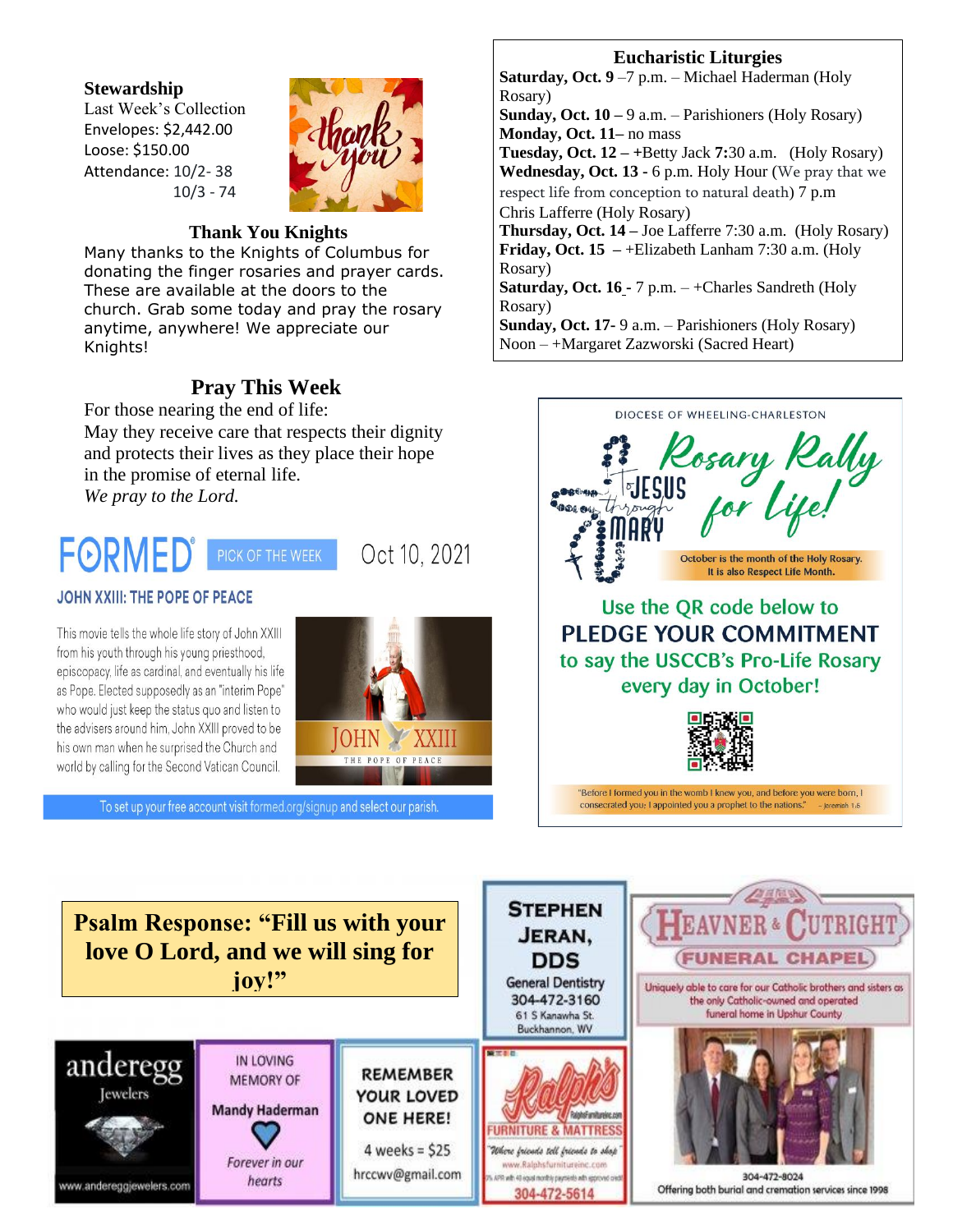## Stewardship

Last Week's Collection
Envelopes: $2,442.00
Loose: $150.00
Attendance: 10/2- 38
10/3 - 74

### Thank You Knights

Many thanks to the Knights of Columbus for donating the finger rosaries and prayer cards. These are available at the doors to the church. Grab some today and pray the rosary anytime, anywhere! We appreciate our Knights!

## Pray This Week

For those nearing the end of life:
May they receive care that respects their dignity and protects their lives as they place their hope in the promise of eternal life.
*We pray to the Lord.*

## Eucharistic Liturgies

**Saturday, Oct. 9** –7 p.m. – Michael Haderman (Holy Rosary)
**Sunday, Oct. 10 –** 9 a.m. – Parishioners (Holy Rosary)
**Monday, Oct. 11–** no mass
**Tuesday, Oct. 12 –** +Betty Jack **7:**30 a.m. (Holy Rosary)
**Wednesday, Oct. 13 -** 6 p.m. Holy Hour (We pray that we respect life from conception to natural death) 7 p.m Chris Lafferre (Holy Rosary)
**Thursday, Oct. 14 –** Joe Lafferre 7:30 a.m. (Holy Rosary)
**Friday, Oct. 15 –** +Elizabeth Lanham 7:30 a.m. (Holy Rosary)
**Saturday, Oct. 16** - 7 p.m. – +Charles Sandreth (Holy Rosary)
**Sunday, Oct. 17-** 9 a.m. – Parishioners (Holy Rosary)
Noon – +Margaret Zazworski (Sacred Heart)

FORMED PICK OF THE WEEK Oct 10, 2021

### JOHN XXIII: THE POPE OF PEACE

This movie tells the whole life story of John XXIII from his youth through his young priesthood, episcopacy, life as cardinal, and eventually his life as Pope. Elected supposedly as an "interim Pope" who would just keep the status quo and listen to the advisers around him, John XXIII proved to be his own man when he surprised the Church and world by calling for the Second Vatican Council.

To set up your free account visit formed.org/signup and select our parish.

DIOCESE OF WHEELING-CHARLESTON

Rosary Rally for Life!
To JESUS through MARY

October is the month of the Holy Rosary. It is also Respect Life Month.

Use the QR code below to PLEDGE YOUR COMMITMENT to say the USCCB's Pro-Life Rosary every day in October!

"Before I formed you in the womb I knew you, and before you were born, I consecrated you; I appointed you a prophet to the nations." - Jeremiah 1:5

**Psalm Response: "Fill us with your love O Lord, and we will sing for joy!"**

STEPHEN JERAN, DDS
General Dentistry
304-472-3160
61 S Kanawha St.
Buckhannon, WV

HEAVNER & CUTRIGHT FUNERAL CHAPEL
Uniquely able to care for our Catholic brothers and sisters as the only Catholic-owned and operated funeral home in Upshur County
304-472-8024
Offering both burial and cremation services since 1998

anderegg Jewelers
www.andereggjewelers.com

IN LOVING MEMORY OF
Mandy Haderman
Forever in our hearts

REMEMBER YOUR LOVED ONE HERE!
4 weeks = $25
hrccwv@gmail.com

Ralph's FURNITURE & MATTRESS
"Where friends tell friends to shop"
www.Ralphsfurnitureinc.com
304-472-5614